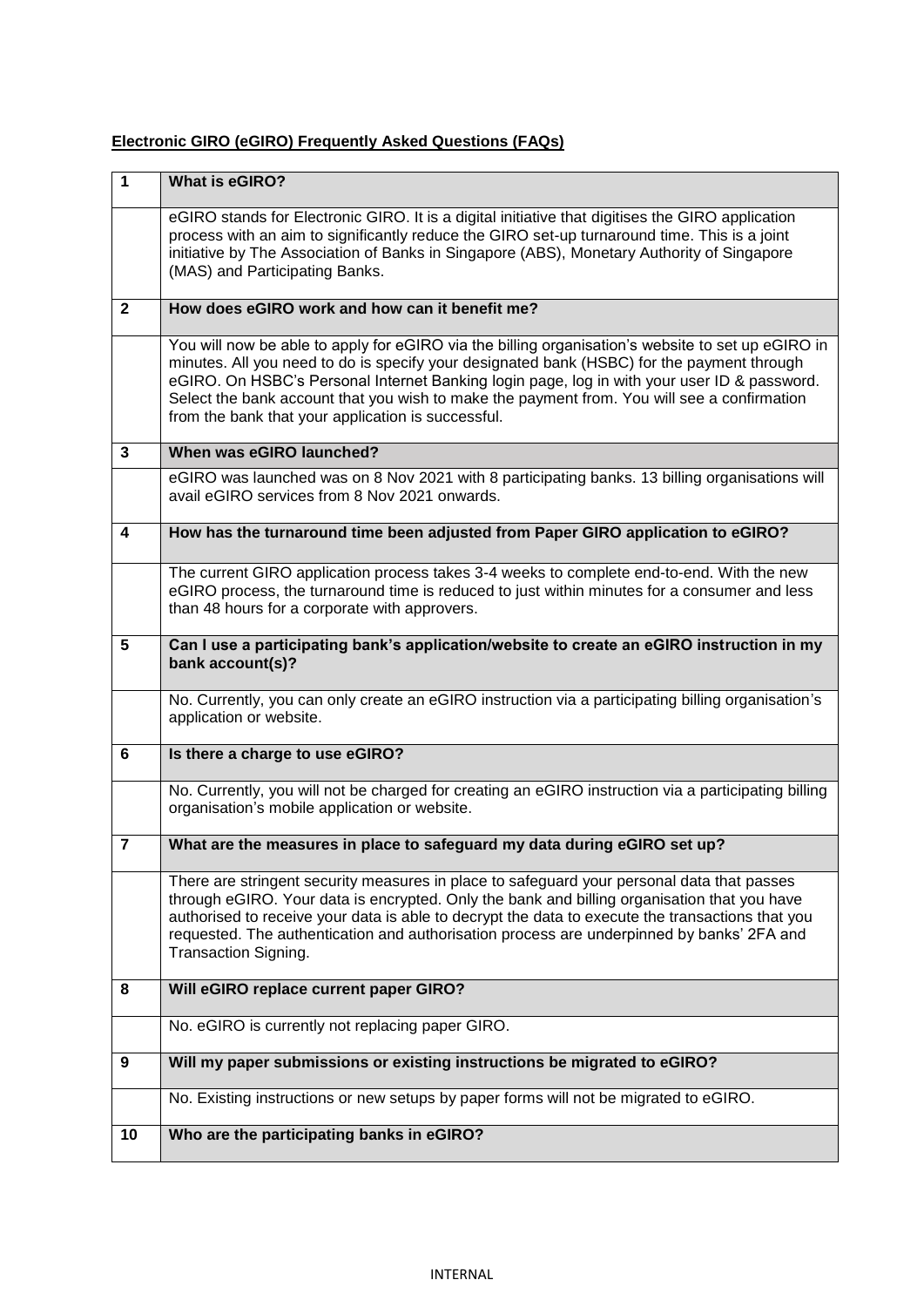**Electronic GIRO (eGIRO) Frequently Asked Questions (FAQs)**

| 1 | **What is eGIRO?** |
|---|---|
| | eGIRO stands for Electronic GIRO. It is a digital initiative that digitises the GIRO application process with an aim to significantly reduce the GIRO set-up turnaround time. This is a joint initiative by The Association of Banks in Singapore (ABS), Monetary Authority of Singapore (MAS) and Participating Banks. |
| **2** | **How does eGIRO work and how can it benefit me?** |
| | You will now be able to apply for eGIRO via the billing organisation's website to set up eGIRO in minutes. All you need to do is specify your designated bank (HSBC) for the payment through eGIRO. On HSBC's Personal Internet Banking login page, log in with your user ID & password. Select the bank account that you wish to make the payment from. You will see a confirmation from the bank that your application is successful. |
| **3** | **When was eGIRO launched?** |
| | eGIRO was launched was on 8 Nov 2021 with 8 participating banks. 13 billing organisations will avail eGIRO services from 8 Nov 2021 onwards. |
| **4** | **How has the turnaround time been adjusted from Paper GIRO application to eGIRO?** |
| | The current GIRO application process takes 3-4 weeks to complete end-to-end. With the new eGIRO process, the turnaround time is reduced to just within minutes for a consumer and less than 48 hours for a corporate with approvers. |
| **5** | **Can I use a participating bank's application/website to create an eGIRO instruction in my bank account(s)?** |
| | No. Currently, you can only create an eGIRO instruction via a participating billing organisation's application or website. |
| **6** | **Is there a charge to use eGIRO?** |
| | No. Currently, you will not be charged for creating an eGIRO instruction via a participating billing organisation's mobile application or website. |
| **7** | **What are the measures in place to safeguard my data during eGIRO set up?** |
| | There are stringent security measures in place to safeguard your personal data that passes through eGIRO. Your data is encrypted. Only the bank and billing organisation that you have authorised to receive your data is able to decrypt the data to execute the transactions that you requested. The authentication and authorisation process are underpinned by banks' 2FA and Transaction Signing. |
| **8** | **Will eGIRO replace current paper GIRO?** |
| | No. eGIRO is currently not replacing paper GIRO. |
| **9** | **Will my paper submissions or existing instructions be migrated to eGIRO?** |
| | No. Existing instructions or new setups by paper forms will not be migrated to eGIRO. |
| **10** | **Who are the participating banks in eGIRO?** |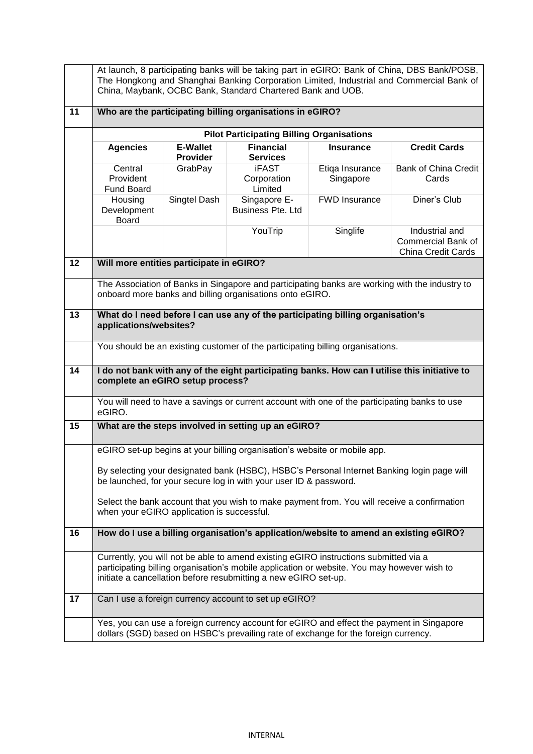At launch, 8 participating banks will be taking part in eGIRO: Bank of China, DBS Bank/POSB, The Hongkong and Shanghai Banking Corporation Limited, Industrial and Commercial Bank of China, Maybank, OCBC Bank, Standard Chartered Bank and UOB.

**11 Who are the participating billing organisations in eGIRO?**

**Pilot Participating Billing Organisations**

| Agencies | E-Wallet Provider | Financial Services | Insurance | Credit Cards |
|---|---|---|---|---|
| Central Provident Fund Board | GrabPay | iFAST Corporation Limited | Etiqa Insurance Singapore | Bank of China Credit Cards |
| Housing Development Board | Singtel Dash | Singapore E-Business Pte. Ltd | FWD Insurance | Diner's Club |
| | | YouTrip | Singlife | Industrial and Commercial Bank of China Credit Cards |

**12 Will more entities participate in eGIRO?**

The Association of Banks in Singapore and participating banks are working with the industry to onboard more banks and billing organisations onto eGIRO.

**13 What do I need before I can use any of the participating billing organisation's applications/websites?**

You should be an existing customer of the participating billing organisations.

**14 I do not bank with any of the eight participating banks. How can I utilise this initiative to complete an eGIRO setup process?**

You will need to have a savings or current account with one of the participating banks to use eGIRO.

**15 What are the steps involved in setting up an eGIRO?**

eGIRO set-up begins at your billing organisation's website or mobile app.

By selecting your designated bank (HSBC), HSBC's Personal Internet Banking login page will be launched, for your secure log in with your user ID & password.

Select the bank account that you wish to make payment from. You will receive a confirmation when your eGIRO application is successful.

**16 How do I use a billing organisation's application/website to amend an existing eGIRO?**

Currently, you will not be able to amend existing eGIRO instructions submitted via a participating billing organisation's mobile application or website. You may however wish to initiate a cancellation before resubmitting a new eGIRO set-up.

**17** Can I use a foreign currency account to set up eGIRO?

Yes, you can use a foreign currency account for eGIRO and effect the payment in Singapore dollars (SGD) based on HSBC's prevailing rate of exchange for the foreign currency.